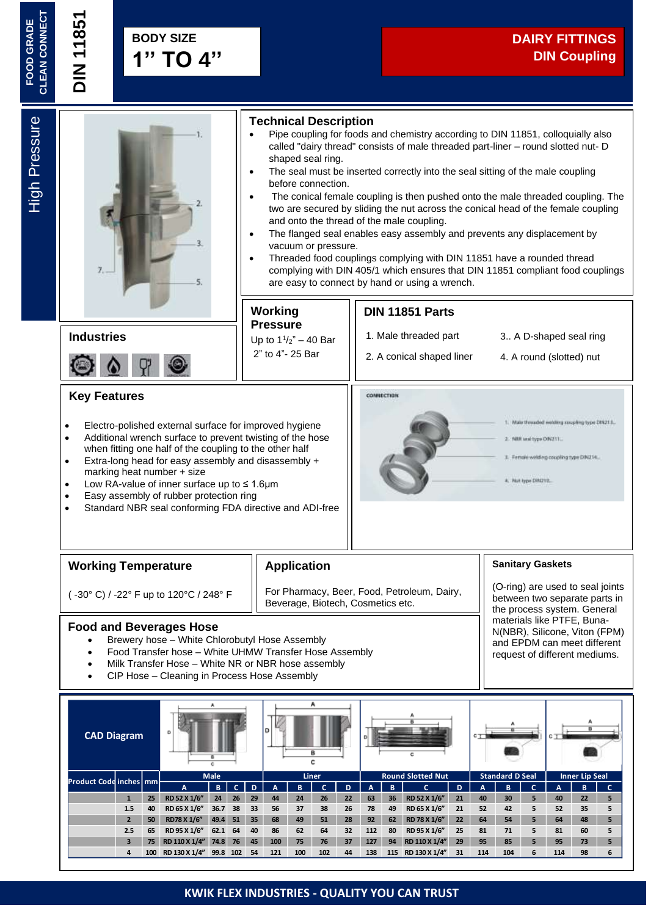FOOD GRADE CLEAN CONNECT

# DIN 11851

**BODY SIZE**
**1" TO 4"**

**DAIRY FITTINGS**
**DIN Coupling**

High Pressure

## Technical Description

- Pipe coupling for foods and chemistry according to DIN 11851, colloquially also called "dairy thread" consists of male threaded part-liner – round slotted nut- D shaped seal ring.
- The seal must be inserted correctly into the seal sitting of the male coupling before connection.
- The conical female coupling is then pushed onto the male threaded coupling. The two are secured by sliding the nut across the conical head of the female coupling and onto the thread of the male coupling.
- The flanged seal enables easy assembly and prevents any displacement by vacuum or pressure.
- Threaded food couplings complying with DIN 11851 have a rounded thread complying with DIN 405/1 which ensures that DIN 11851 compliant food couplings are easy to connect by hand or using a wrench.

## Industries

## Working Pressure

Up to 1$^1/_2$" – 40 Bar
2" to 4"- 25 Bar

## DIN 11851 Parts

1. Male threaded part
2. A conical shaped liner
3. A D-shaped seal ring
4. A round (slotted) nut

## Key Features

- Electro-polished external surface for improved hygiene
- Additional wrench surface to prevent twisting of the hose when fitting one half of the coupling to the other half
- Extra-long head for easy assembly and disassembly + marking heat number + size
- Low RA-value of inner surface up to ≤ 1.6µm
- Easy assembly of rubber protection ring
- Standard NBR seal conforming FDA directive and ADI-free

CONNECTION

1. Male threaded welding coupling type DIN11...
2. NBR seal type DIN11...
3. Female welding coupling type DIN11...
4. Nut type DIN11...

## Working Temperature

( -30° C) / -22° F up to 120°C / 248° F

## Application

For Pharmacy, Beer, Food, Petroleum, Dairy, Beverage, Biotech, Cosmetics etc.

## Sanitary Gaskets

(O-ring) are used to seal joints between two separate parts in the process system. General materials like PTFE, Buna-N(NBR), Silicone, Viton (FPM) and EPDM can meet different request of different mediums.

## Food and Beverages Hose

- Brewery hose – White Chlorobutyl Hose Assembly
- Food Transfer hose – White UHMW Transfer Hose Assembly
- Milk Transfer Hose – White NR or NBR hose assembly
- CIP Hose – Cleaning in Process Hose Assembly

**CAD Diagram**

| Product Code | inches | mm | Male | | | | Liner | | | | Round Slotted Nut | | | | Standard D Seal | | | Inner Lip Seal | | |
|---|---|---|---|---|---|---|---|---|---|---|---|---|---|---|---|---|---|---|---|---|
| | | | A | B | C | D | A | B | C | D | A | B | C | D | A | B | C | A | B | C |
| | 1 | 25 | RD 52 X 1/6" | 24 | 26 | 29 | 44 | 24 | 26 | 22 | 63 | 36 | RD 52 X 1/6" | 21 | 40 | 30 | 5 | 40 | 22 | 5 |
| | 1.5 | 40 | RD 65 X 1/6" | 36.7 | 38 | 33 | 56 | 37 | 38 | 26 | 78 | 49 | RD 65 X 1/6" | 21 | 52 | 42 | 5 | 52 | 35 | 5 |
| | 2 | 50 | RD78 X 1/6" | 49.4 | 51 | 35 | 68 | 49 | 51 | 28 | 92 | 62 | RD 78 X 1/6" | 22 | 64 | 54 | 5 | 64 | 48 | 5 |
| | 2.5 | 65 | RD 95 X 1/6" | 62.1 | 64 | 40 | 86 | 62 | 64 | 32 | 112 | 80 | RD 95 X 1/6" | 25 | 81 | 71 | 5 | 81 | 60 | 5 |
| | 3 | 75 | RD 110 X 1/4" | 74.8 | 76 | 45 | 100 | 75 | 76 | 37 | 127 | 94 | RD 110 X 1/4" | 29 | 95 | 85 | 5 | 95 | 73 | 5 |
| | 4 | 100 | RD 130 X 1/4" | 99.8 | 102 | 54 | 121 | 100 | 102 | 44 | 138 | 115 | RD 130 X 1/4" | 31 | 114 | 104 | 6 | 114 | 98 | 6 |

KWIK FLEX INDUSTRIES - QUALITY YOU CAN TRUST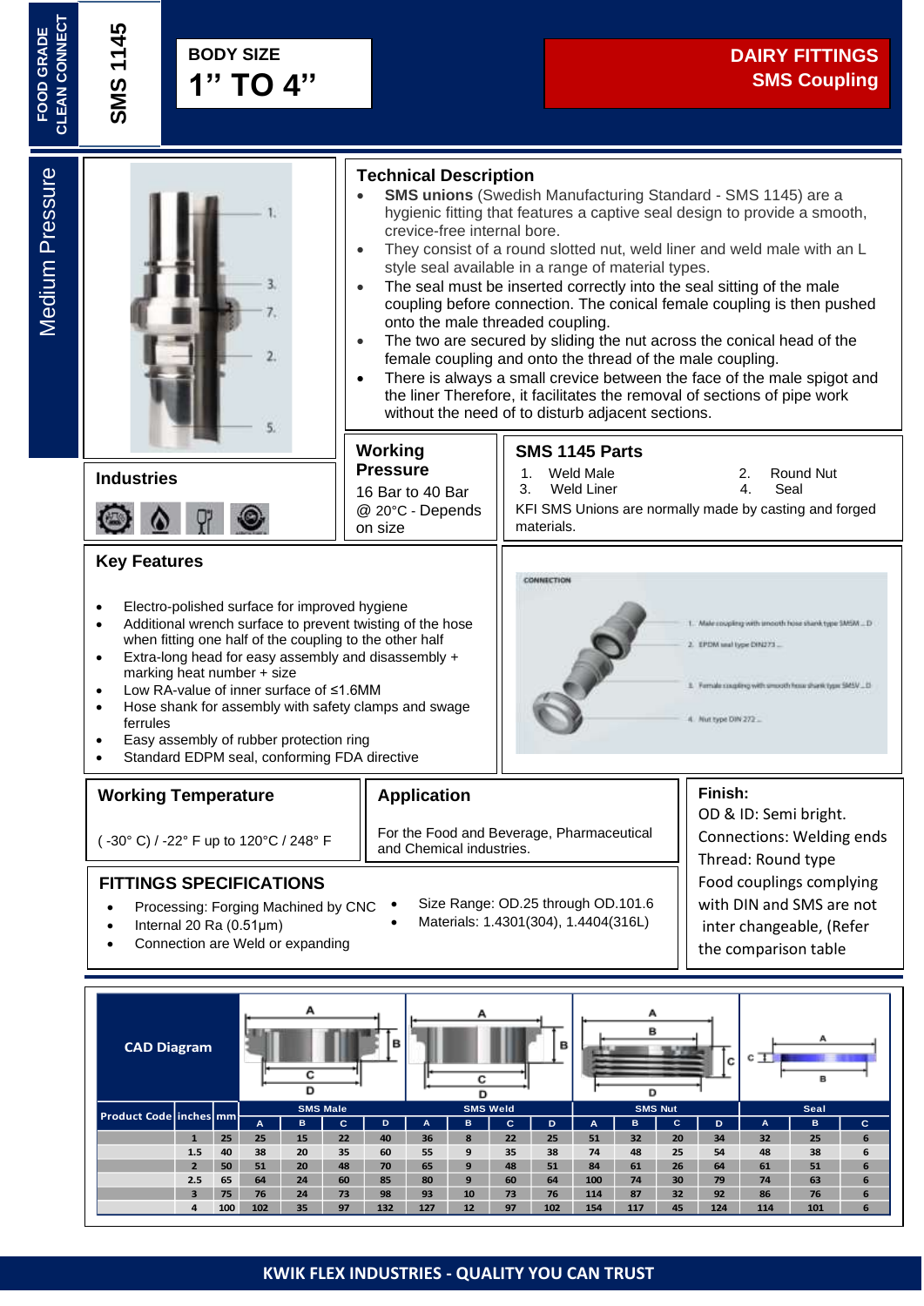FOOD GRADE CLEAN CONNECT

SMS 1145

**BODY SIZE**
**1" TO 4"**

**DAIRY FITTINGS**
**SMS Coupling**

Medium Pressure

## Technical Description

- **SMS unions** (Swedish Manufacturing Standard - SMS 1145) are a hygienic fitting that features a captive seal design to provide a smooth, crevice-free internal bore.
- They consist of a round slotted nut, weld liner and weld male with an L style seal available in a range of material types.
- The seal must be inserted correctly into the seal sitting of the male coupling before connection. The conical female coupling is then pushed onto the male threaded coupling.
- The two are secured by sliding the nut across the conical head of the female coupling and onto the thread of the male coupling.
- There is always a small crevice between the face of the male spigot and the liner Therefore, it facilitates the removal of sections of pipe work without the need of to disturb adjacent sections.

## Industries

## Working Pressure

16 Bar to 40 Bar @ 20°C - Depends on size

## SMS 1145 Parts

1. Weld Male
2. Round Nut
3. Weld Liner
4. Seal

KFI SMS Unions are normally made by casting and forged materials.

## Key Features

- Electro-polished surface for improved hygiene
- Additional wrench surface to prevent twisting of the hose when fitting one half of the coupling to the other half
- Extra-long head for easy assembly and disassembly + marking heat number + size
- Low RA-value of inner surface of ≤1.6MM
- Hose shank for assembly with safety clamps and swage ferrules
- Easy assembly of rubber protection ring
- Standard EDPM seal, conforming FDA directive

## Working Temperature

( -30° C) / -22° F up to 120°C / 248° F

## Application

For the Food and Beverage, Pharmaceutical and Chemical industries.

## Finish:

OD & ID: Semi bright.
Connections: Welding ends
Thread: Round type
Food couplings complying with DIN and SMS are not inter changeable, (Refer the comparison table

## FITTINGS SPECIFICATIONS

- Processing: Forging Machined by CNC
- Internal 20 Ra (0.51µm)
- Connection are Weld or expanding
- Size Range: OD.25 through OD.101.6
- Materials: 1.4301(304), 1.4404(316L)

**CAD Diagram**

| Product Code | inches | mm | SMS Male | | | | SMS Weld | | | | SMS Nut | | | | Seal | | |
|---|---|---|---|---|---|---|---|---|---|---|---|---|---|---|---|---|---|
| | | | A | B | C | D | A | B | C | D | A | B | C | D | A | B | C |
| | 1 | 25 | 25 | 15 | 22 | 40 | 36 | 8 | 22 | 25 | 51 | 32 | 20 | 34 | 32 | 25 | 6 |
| | 1.5 | 40 | 38 | 20 | 35 | 60 | 55 | 9 | 35 | 38 | 74 | 48 | 25 | 54 | 48 | 38 | 6 |
| | 2 | 50 | 51 | 20 | 48 | 70 | 65 | 9 | 48 | 51 | 84 | 61 | 26 | 64 | 61 | 51 | 6 |
| | 2.5 | 65 | 64 | 24 | 60 | 85 | 80 | 9 | 60 | 64 | 100 | 74 | 30 | 79 | 74 | 63 | 6 |
| | 3 | 75 | 76 | 24 | 73 | 98 | 93 | 10 | 73 | 76 | 114 | 87 | 32 | 92 | 86 | 76 | 6 |
| | 4 | 100 | 102 | 35 | 97 | 132 | 127 | 12 | 97 | 102 | 154 | 117 | 45 | 124 | 114 | 101 | 6 |

KWIK FLEX INDUSTRIES - QUALITY YOU CAN TRUST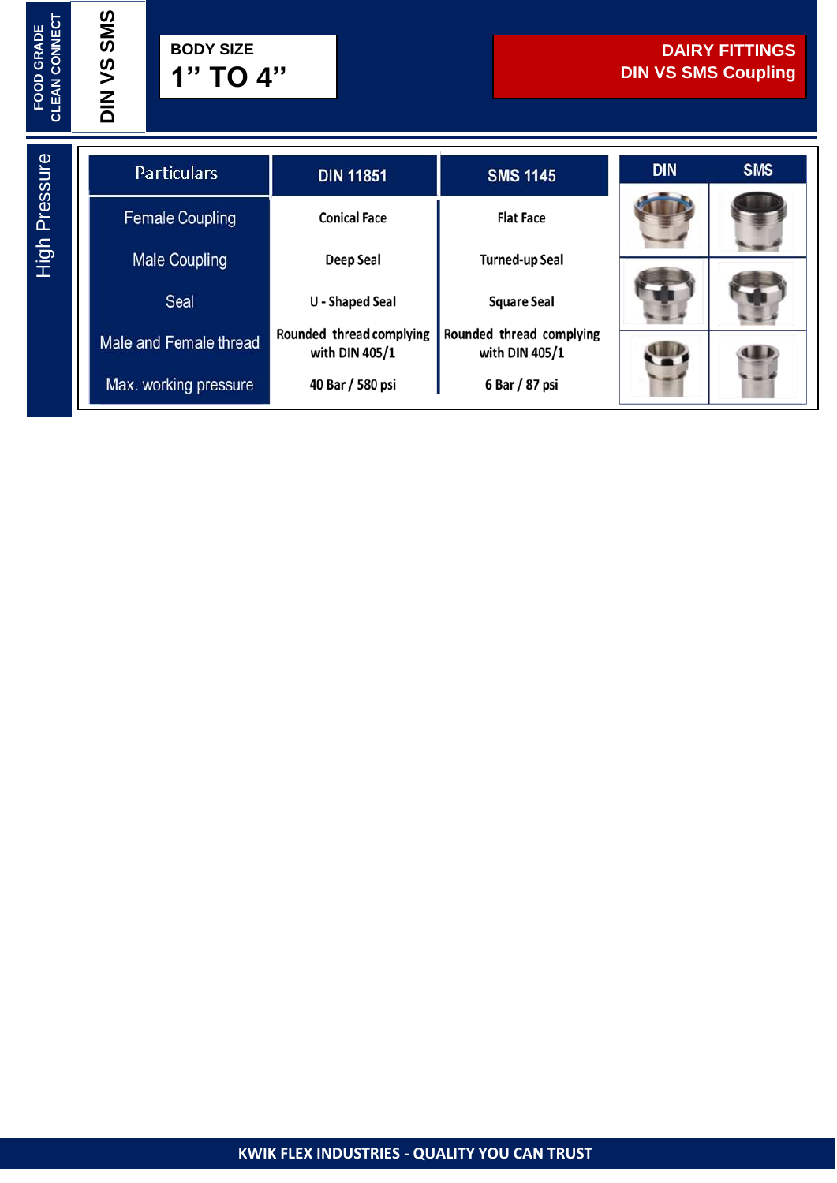FOOD GRADE CLEAN CONNECT

DIN VS SMS

BODY SIZE
**1'' TO 4''**

## DAIRY FITTINGS
## DIN VS SMS Coupling

High Pressure

| Particulars | DIN 11851 | SMS 1145 |
| --- | --- | --- |
| Female Coupling | Conical Face | Flat Face |
| Male Coupling | Deep Seal | Turned-up Seal |
| Seal | U - Shaped Seal | Square Seal |
| Male and Female thread | Rounded thread complying with DIN 405/1 | Rounded thread complying with DIN 405/1 |
| Max. working pressure | 40 Bar / 580 psi | 6 Bar / 87 psi |

DIN | SMS

KWIK FLEX INDUSTRIES - QUALITY YOU CAN TRUST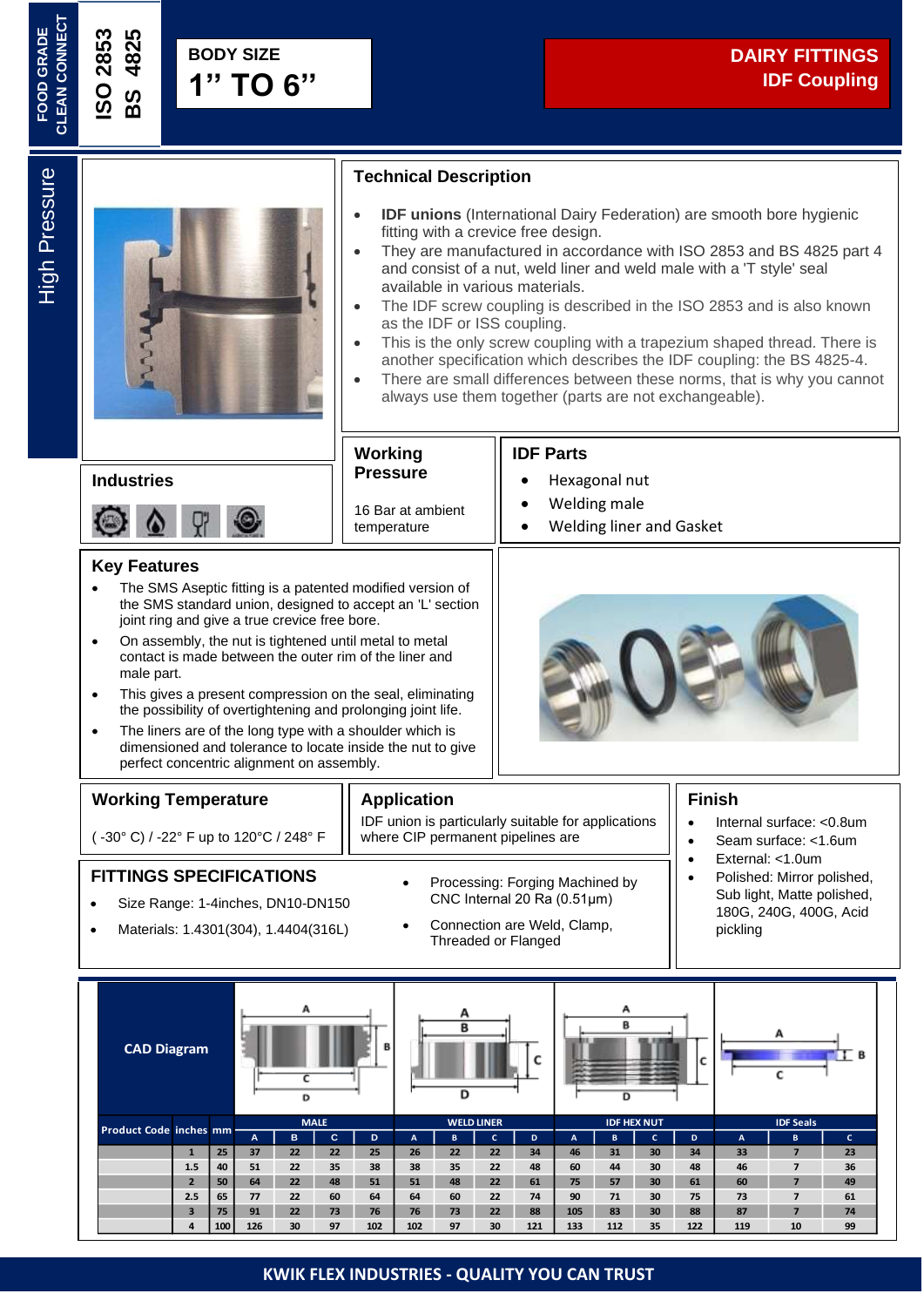FOOD GRADE CLEAN CONNECT

ISO 2853
BS 4825

BODY SIZE
**1" TO 6"**

**DAIRY FITTINGS**
**IDF Coupling**

High Pressure

## Technical Description

- **IDF unions** (International Dairy Federation) are smooth bore hygienic fitting with a crevice free design.
- They are manufactured in accordance with ISO 2853 and BS 4825 part 4 and consist of a nut, weld liner and weld male with a 'T style' seal available in various materials.
- The IDF screw coupling is described in the ISO 2853 and is also known as the IDF or ISS coupling.
- This is the only screw coupling with a trapezium shaped thread. There is another specification which describes the IDF coupling: the BS 4825-4.
- There are small differences between these norms, that is why you cannot always use them together (parts are not exchangeable).

## Industries

## Working Pressure

16 Bar at ambient temperature

## IDF Parts

- Hexagonal nut
- Welding male
- Welding liner and Gasket

## Key Features

- The SMS Aseptic fitting is a patented modified version of the SMS standard union, designed to accept an 'L' section joint ring and give a true crevice free bore.
- On assembly, the nut is tightened until metal to metal contact is made between the outer rim of the liner and male part.
- This gives a present compression on the seal, eliminating the possibility of overtightening and prolonging joint life.
- The liners are of the long type with a shoulder which is dimensioned and tolerance to locate inside the nut to give perfect concentric alignment on assembly.

## Working Temperature

( -30° C) / -22° F up to 120°C / 248° F

## Application

IDF union is particularly suitable for applications where CIP permanent pipelines are

## Finish

- Internal surface: <0.8um
- Seam surface: <1.6um
- External: <1.0um
- Polished: Mirror polished, Sub light, Matte polished, 180G, 240G, 400G, Acid pickling

## FITTINGS SPECIFICATIONS

- Size Range: 1-4inches, DN10-DN150
- Materials: 1.4301(304), 1.4404(316L)
- Processing: Forging Machined by CNC Internal 20 Ra (0.51µm)
- Connection are Weld, Clamp, Threaded or Flanged

**CAD Diagram**

| Product Code | inches | mm | MALE | | | | WELD LINER | | | | IDF HEX NUT | | | | IDF Seals | | |
|---|---|---|---|---|---|---|---|---|---|---|---|---|---|---|---|---|---|
| | | | A | B | C | D | A | B | C | D | A | B | C | D | A | B | C |
| | 1 | 25 | 37 | 22 | 22 | 25 | 26 | 22 | 22 | 34 | 46 | 31 | 30 | 34 | 33 | 7 | 23 |
| | 1.5 | 40 | 51 | 22 | 35 | 38 | 38 | 35 | 22 | 48 | 60 | 44 | 30 | 48 | 46 | 7 | 36 |
| | 2 | 50 | 64 | 22 | 48 | 51 | 51 | 48 | 22 | 61 | 75 | 57 | 30 | 61 | 60 | 7 | 49 |
| | 2.5 | 65 | 77 | 22 | 60 | 64 | 64 | 60 | 22 | 74 | 90 | 71 | 30 | 75 | 73 | 7 | 61 |
| | 3 | 75 | 91 | 22 | 73 | 76 | 76 | 73 | 22 | 88 | 105 | 83 | 30 | 88 | 87 | 7 | 74 |
| | 4 | 100 | 126 | 30 | 97 | 102 | 102 | 97 | 30 | 121 | 133 | 112 | 35 | 122 | 119 | 10 | 99 |

KWIK FLEX INDUSTRIES - QUALITY YOU CAN TRUST